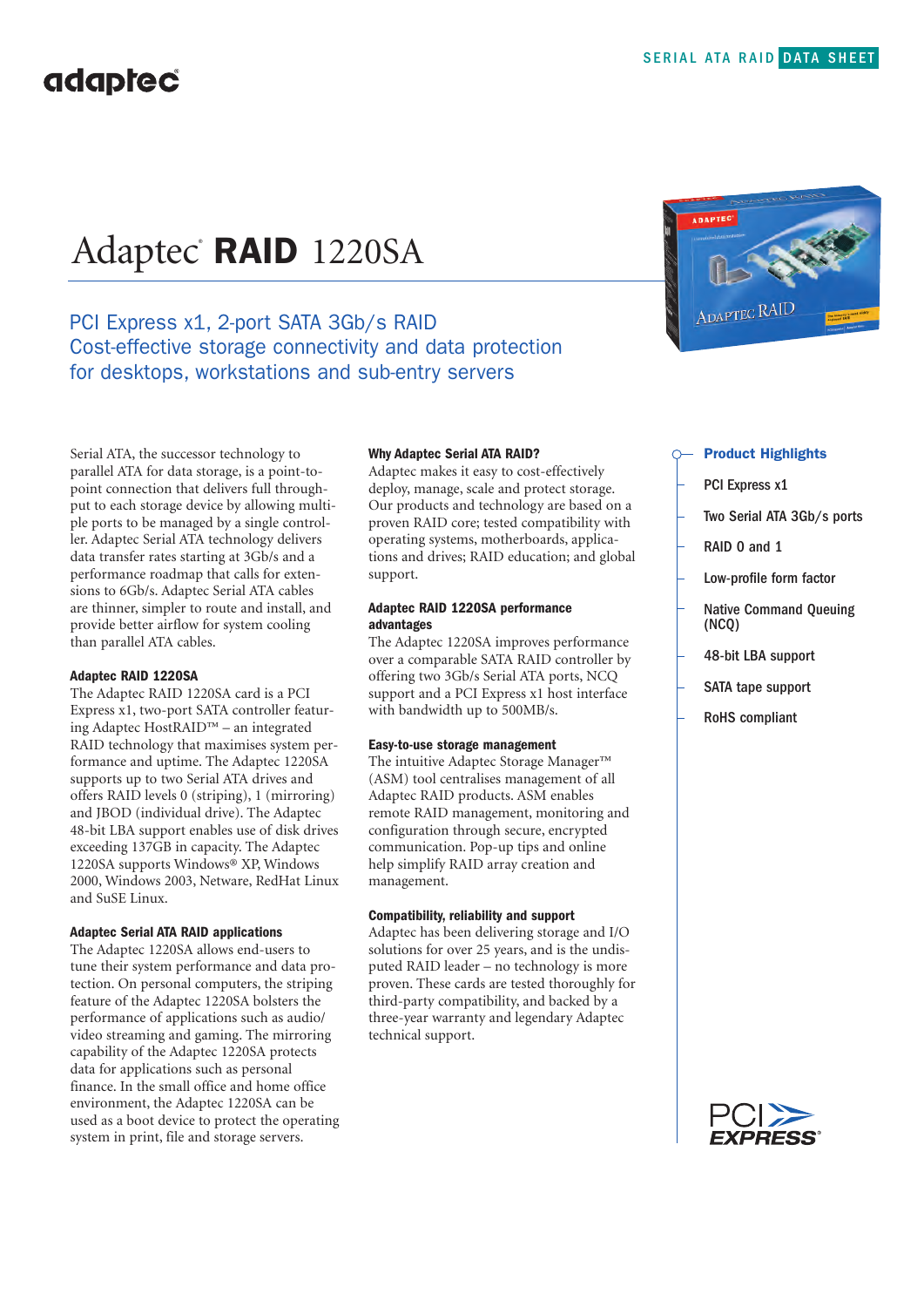SERIAL ATA RAID DATA SHEET

# Adaptec® RAID 1220SA

## PCI Express x1, 2-port SATA 3Gb/s RAID
## Cost-effective storage connectivity and data protection for desktops, workstations and sub-entry servers

Serial ATA, the successor technology to parallel ATA for data storage, is a point-to-point connection that delivers full throughput to each storage device by allowing multiple ports to be managed by a single controller. Adaptec Serial ATA technology delivers data transfer rates starting at 3Gb/s and a performance roadmap that calls for extensions to 6Gb/s. Adaptec Serial ATA cables are thinner, simpler to route and install, and provide better airflow for system cooling than parallel ATA cables.

### Adaptec RAID 1220SA

The Adaptec RAID 1220SA card is a PCI Express x1, two-port SATA controller featuring Adaptec HostRAID™ – an integrated RAID technology that maximises system performance and uptime. The Adaptec 1220SA supports up to two Serial ATA drives and offers RAID levels 0 (striping), 1 (mirroring) and JBOD (individual drive). The Adaptec 48-bit LBA support enables use of disk drives exceeding 137GB in capacity. The Adaptec 1220SA supports Windows® XP, Windows 2000, Windows 2003, Netware, RedHat Linux and SuSE Linux.

### Adaptec Serial ATA RAID applications

The Adaptec 1220SA allows end-users to tune their system performance and data protection. On personal computers, the striping feature of the Adaptec 1220SA bolsters the performance of applications such as audio/video streaming and gaming. The mirroring capability of the Adaptec 1220SA protects data for applications such as personal finance. In the small office and home office environment, the Adaptec 1220SA can be used as a boot device to protect the operating system in print, file and storage servers.

### Why Adaptec Serial ATA RAID?

Adaptec makes it easy to cost-effectively deploy, manage, scale and protect storage. Our products and technology are based on a proven RAID core; tested compatibility with operating systems, motherboards, applications and drives; RAID education; and global support.

### Adaptec RAID 1220SA performance advantages

The Adaptec 1220SA improves performance over a comparable SATA RAID controller by offering two 3Gb/s Serial ATA ports, NCQ support and a PCI Express x1 host interface with bandwidth up to 500MB/s.

### Easy-to-use storage management

The intuitive Adaptec Storage Manager™ (ASM) tool centralises management of all Adaptec RAID products. ASM enables remote RAID management, monitoring and configuration through secure, encrypted communication. Pop-up tips and online help simplify RAID array creation and management.

### Compatibility, reliability and support

Adaptec has been delivering storage and I/O solutions for over 25 years, and is the undisputed RAID leader – no technology is more proven. These cards are tested thoroughly for third-party compatibility, and backed by a three-year warranty and legendary Adaptec technical support.

### Product Highlights

- PCI Express x1
- Two Serial ATA 3Gb/s ports
- RAID 0 and 1
- Low-profile form factor
- Native Command Queuing (NCQ)
- 48-bit LBA support
- SATA tape support
- RoHS compliant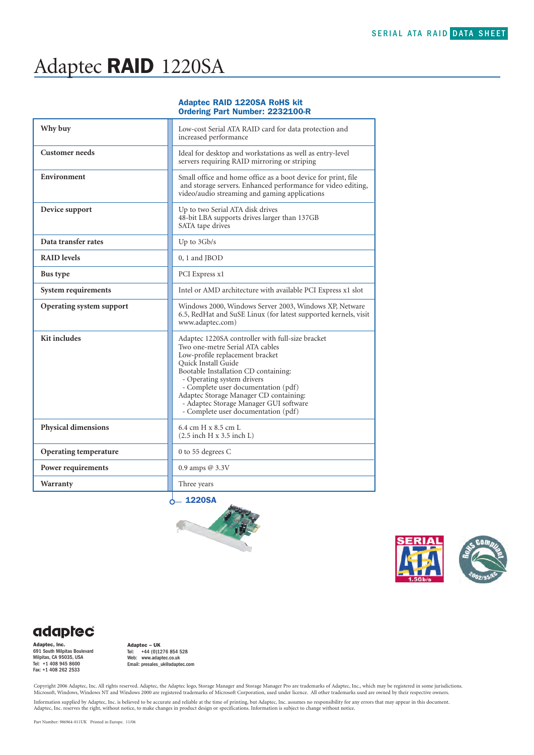SERIAL ATA RAID DATA SHEET

# Adaptec **RAID** 1220SA

**Adaptec RAID 1220SA RoHS kit**
**Ordering Part Number: 2232100-R**

| | |
|---|---|
| **Why buy** | Low-cost Serial ATA RAID card for data protection and increased performance |
| **Customer needs** | Ideal for desktop and workstations as well as entry-level servers requiring RAID mirroring or striping |
| **Environment** | Small office and home office as a boot device for print, file and storage servers. Enhanced performance for video editing, video/audio streaming and gaming applications |
| **Device support** | Up to two Serial ATA disk drives<br>48-bit LBA supports drives larger than 137GB<br>SATA tape drives |
| **Data transfer rates** | Up to 3Gb/s |
| **RAID levels** | 0, 1 and JBOD |
| **Bus type** | PCI Express x1 |
| **System requirements** | Intel or AMD architecture with available PCI Express x1 slot |
| **Operating system support** | Windows 2000, Windows Server 2003, Windows XP, Netware 6.5, RedHat and SuSE Linux (for latest supported kernels, visit www.adaptec.com) |
| **Kit includes** | Adaptec 1220SA controller with full-size bracket<br>Two one-metre Serial ATA cables<br>Low-profile replacement bracket<br>Quick Install Guide<br>Bootable Installation CD containing:<br>- Operating system drivers<br>- Complete user documentation (pdf)<br>Adaptec Storage Manager CD containing:<br>- Adaptec Storage Manager GUI software<br>- Complete user documentation (pdf) |
| **Physical dimensions** | 6.4 cm H x 8.5 cm L<br>(2.5 inch H x 3.5 inch L) |
| **Operating temperature** | 0 to 55 degrees C |
| **Power requirements** | 0.9 amps @ 3.3V |
| **Warranty** | Three years |

1220SA

**Adaptec, Inc.**
691 South Milpitas Boulevard
Milpitas, CA 95035, USA
Tel: +1 408 945 8600
Fax: +1 408 262 2533

**Adaptec – UK**
Tel: +44 (0)1276 854 528
Web: www.adaptec.co.uk
Email: presales_uk@adaptec.com

Copyright 2006 Adaptec, Inc. All rights reserved. Adaptec, the Adaptec logo, Storage Manager and Storage Manager Pro are trademarks of Adaptec, Inc., which may be registered in some jurisdictions. Microsoft, Windows, Windows NT and Windows 2000 are registered trademarks of Microsoft Corporation, used under licence. All other trademarks used are owned by their respective owners.

Information supplied by Adaptec, Inc. is believed to be accurate and reliable at the time of printing, but Adaptec, Inc. assumes no responsibility for any errors that may appear in this document. Adaptec, Inc. reserves the right, without notice, to make changes in product design or specifications. Information is subject to change without notice.

Part Number: 986964-011UK Printed in Europe. 11/06